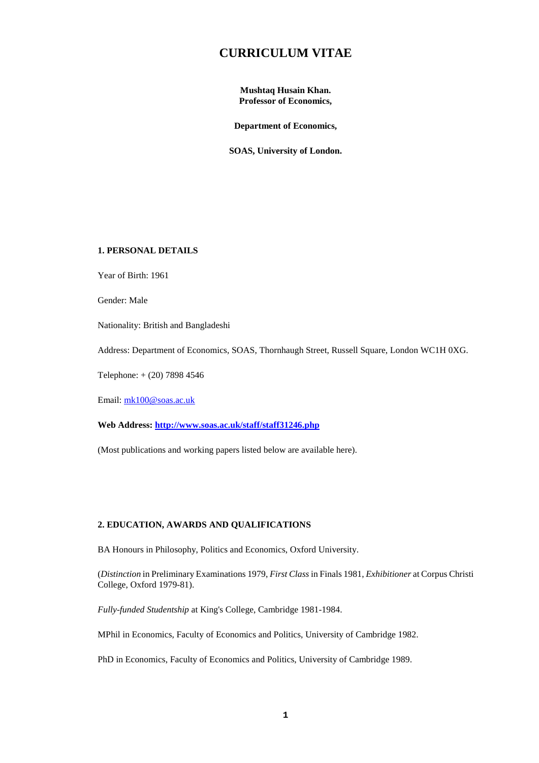# CURRICULUM VITAE

**Mushtaq Husain Khan.**
**Professor of Economics,**

**Department of Economics,**

**SOAS, University of London.**

## 1. PERSONAL DETAILS

Year of Birth: 1961

Gender: Male

Nationality: British and Bangladeshi

Address: Department of Economics, SOAS, Thornhaugh Street, Russell Square, London WC1H 0XG.

Telephone: + (20) 7898 4546

Email: [mk100@soas.ac.uk](mailto:mk100@soas.ac.uk)

**Web Address: [http://www.soas.ac.uk/staff/staff31246.php](http://www.soas.ac.uk/staff/staff31246.php)**

(Most publications and working papers listed below are available here).

## 2. EDUCATION, AWARDS AND QUALIFICATIONS

BA Honours in Philosophy, Politics and Economics, Oxford University.

(*Distinction* in Preliminary Examinations 1979, *First Class* in Finals 1981, *Exhibitioner* at Corpus Christi College, Oxford 1979-81).

*Fully-funded Studentship* at King's College, Cambridge 1981-1984.

MPhil in Economics, Faculty of Economics and Politics, University of Cambridge 1982.

PhD in Economics, Faculty of Economics and Politics, University of Cambridge 1989.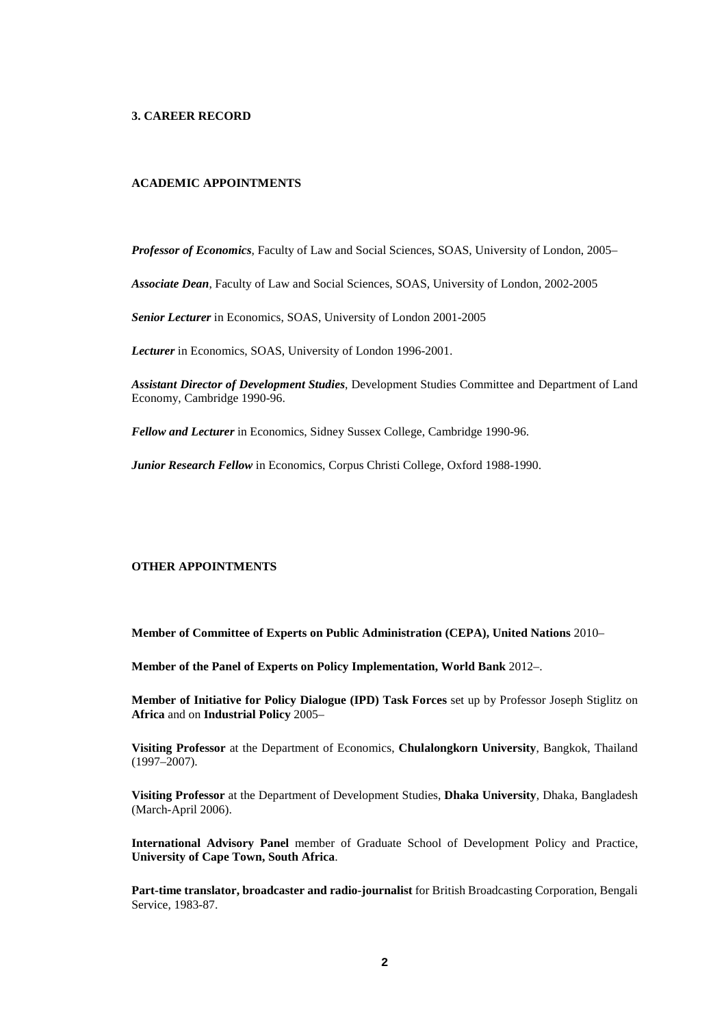## 3. CAREER RECORD

### ACADEMIC APPOINTMENTS

***Professor of Economics***, Faculty of Law and Social Sciences, SOAS, University of London, 2005–

***Associate Dean***, Faculty of Law and Social Sciences, SOAS, University of London, 2002-2005

***Senior Lecturer*** in Economics, SOAS, University of London 2001-2005

***Lecturer*** in Economics, SOAS, University of London 1996-2001.

***Assistant Director of Development Studies***, Development Studies Committee and Department of Land Economy, Cambridge 1990-96.

***Fellow and Lecturer*** in Economics, Sidney Sussex College, Cambridge 1990-96.

***Junior Research Fellow*** in Economics, Corpus Christi College, Oxford 1988-1990.

### OTHER APPOINTMENTS

**Member of Committee of Experts on Public Administration (CEPA), United Nations** 2010–

**Member of the Panel of Experts on Policy Implementation, World Bank** 2012–.

**Member of Initiative for Policy Dialogue (IPD) Task Forces** set up by Professor Joseph Stiglitz on **Africa** and on **Industrial Policy** 2005–

**Visiting Professor** at the Department of Economics, **Chulalongkorn University**, Bangkok, Thailand (1997–2007).

**Visiting Professor** at the Department of Development Studies, **Dhaka University**, Dhaka, Bangladesh (March-April 2006).

**International Advisory Panel** member of Graduate School of Development Policy and Practice, **University of Cape Town, South Africa**.

**Part-time translator, broadcaster and radio-journalist** for British Broadcasting Corporation, Bengali Service, 1983-87.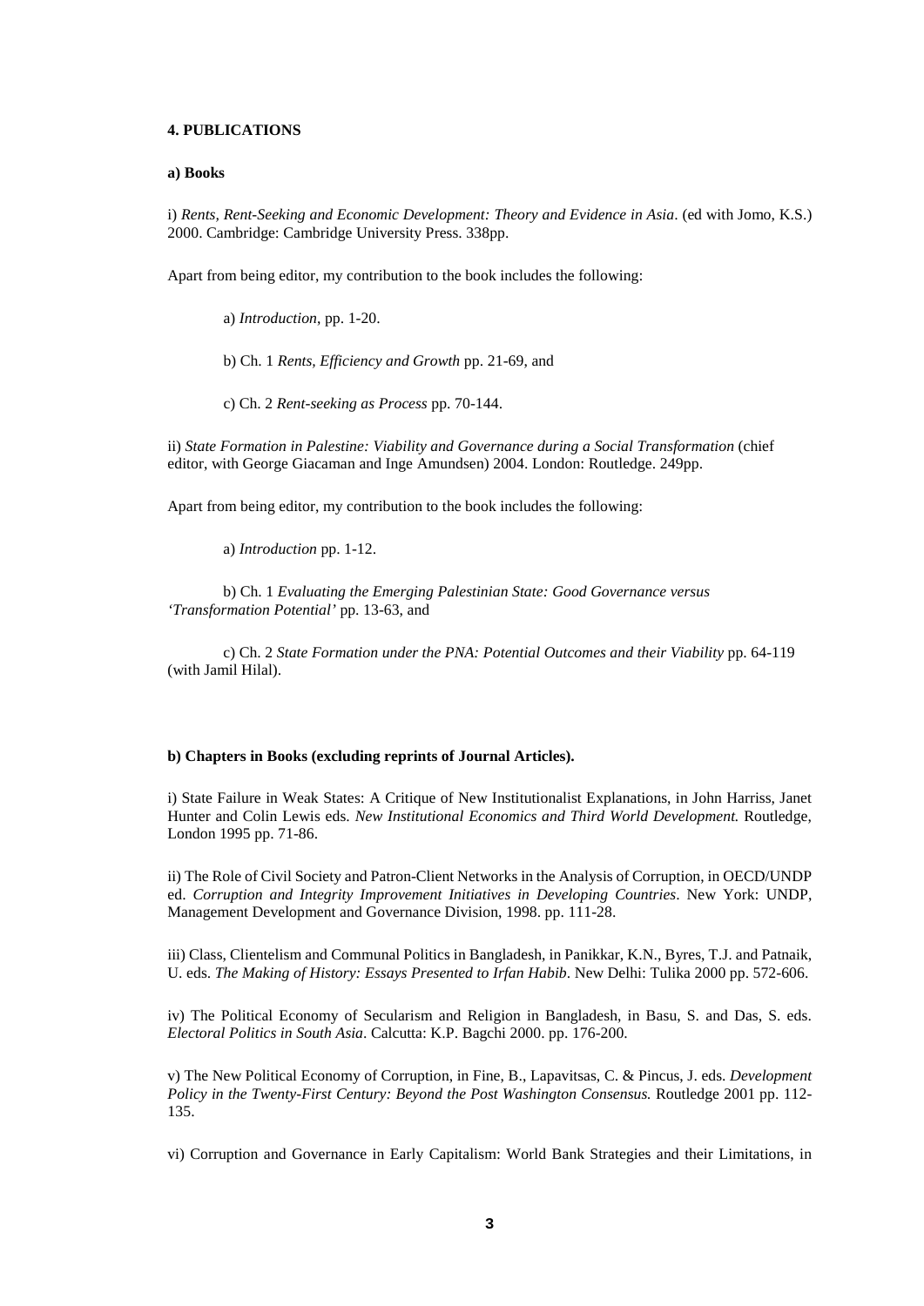**4. PUBLICATIONS**

**a) Books**

i) *Rents, Rent-Seeking and Economic Development: Theory and Evidence in Asia*. (ed with Jomo, K.S.) 2000. Cambridge: Cambridge University Press. 338pp.

Apart from being editor, my contribution to the book includes the following:

a) *Introduction*, pp. 1-20.

b) Ch. 1 *Rents, Efficiency and Growth* pp. 21-69, and

c) Ch. 2 *Rent-seeking as Process* pp. 70-144.

ii) *State Formation in Palestine: Viability and Governance during a Social Transformation* (chief editor, with George Giacaman and Inge Amundsen) 2004. London: Routledge. 249pp.

Apart from being editor, my contribution to the book includes the following:

a) *Introduction* pp. 1-12.

b) Ch. 1 *Evaluating the Emerging Palestinian State: Good Governance versus 'Transformation Potential'* pp. 13-63, and

c) Ch. 2 *State Formation under the PNA: Potential Outcomes and their Viability* pp. 64-119 (with Jamil Hilal).

**b) Chapters in Books (excluding reprints of Journal Articles).**

i) State Failure in Weak States: A Critique of New Institutionalist Explanations, in John Harriss, Janet Hunter and Colin Lewis eds. *New Institutional Economics and Third World Development.* Routledge, London 1995 pp. 71-86.

ii) The Role of Civil Society and Patron-Client Networks in the Analysis of Corruption, in OECD/UNDP ed. *Corruption and Integrity Improvement Initiatives in Developing Countries*. New York: UNDP, Management Development and Governance Division, 1998. pp. 111-28.

iii) Class, Clientelism and Communal Politics in Bangladesh, in Panikkar, K.N., Byres, T.J. and Patnaik, U. eds. *The Making of History: Essays Presented to Irfan Habib*. New Delhi: Tulika 2000 pp. 572-606.

iv) The Political Economy of Secularism and Religion in Bangladesh, in Basu, S. and Das, S. eds. *Electoral Politics in South Asia*. Calcutta: K.P. Bagchi 2000. pp. 176-200.

v) The New Political Economy of Corruption, in Fine, B., Lapavitsas, C. & Pincus, J. eds. *Development Policy in the Twenty-First Century: Beyond the Post Washington Consensus.* Routledge 2001 pp. 112-135.

vi) Corruption and Governance in Early Capitalism: World Bank Strategies and their Limitations, in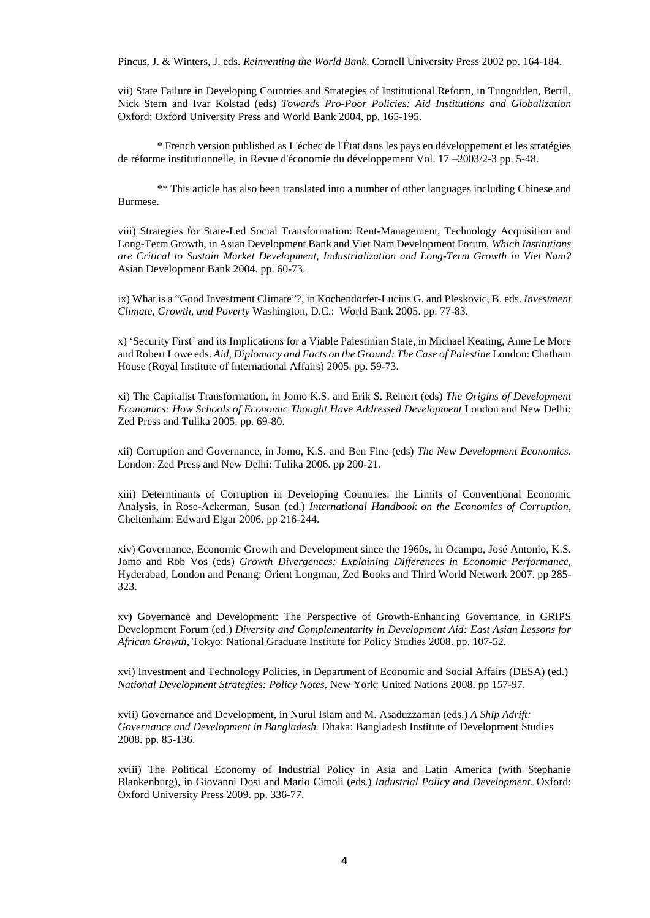Pincus, J. & Winters, J. eds. *Reinventing the World Bank*. Cornell University Press 2002 pp. 164-184.

vii) State Failure in Developing Countries and Strategies of Institutional Reform, in Tungodden, Bertil, Nick Stern and Ivar Kolstad (eds) *Towards Pro-Poor Policies: Aid Institutions and Globalization* Oxford: Oxford University Press and World Bank 2004, pp. 165-195.

\* French version published as L'échec de l'État dans les pays en développement et les stratégies de réforme institutionnelle, in Revue d'économie du développement Vol. 17 –2003/2-3 pp. 5-48.

\*\* This article has also been translated into a number of other languages including Chinese and Burmese.

viii) Strategies for State-Led Social Transformation: Rent-Management, Technology Acquisition and Long-Term Growth, in Asian Development Bank and Viet Nam Development Forum, *Which Institutions are Critical to Sustain Market Development, Industrialization and Long-Term Growth in Viet Nam?* Asian Development Bank 2004. pp. 60-73.

ix) What is a "Good Investment Climate"?, in Kochendörfer-Lucius G. and Pleskovic, B. eds. *Investment Climate, Growth, and Poverty* Washington, D.C.: World Bank 2005. pp. 77-83.

x) 'Security First' and its Implications for a Viable Palestinian State, in Michael Keating, Anne Le More and Robert Lowe eds. *Aid, Diplomacy and Facts on the Ground: The Case of Palestine* London: Chatham House (Royal Institute of International Affairs) 2005. pp. 59-73.

xi) The Capitalist Transformation, in Jomo K.S. and Erik S. Reinert (eds) *The Origins of Development Economics: How Schools of Economic Thought Have Addressed Development* London and New Delhi: Zed Press and Tulika 2005. pp. 69-80.

xii) Corruption and Governance, in Jomo, K.S. and Ben Fine (eds) *The New Development Economics.* London: Zed Press and New Delhi: Tulika 2006. pp 200-21.

xiii) Determinants of Corruption in Developing Countries: the Limits of Conventional Economic Analysis, in Rose-Ackerman, Susan (ed.) *International Handbook on the Economics of Corruption*, Cheltenham: Edward Elgar 2006. pp 216-244.

xiv) Governance, Economic Growth and Development since the 1960s, in Ocampo, José Antonio, K.S. Jomo and Rob Vos (eds) *Growth Divergences: Explaining Differences in Economic Performance*, Hyderabad, London and Penang: Orient Longman, Zed Books and Third World Network 2007. pp 285-323.

xv) Governance and Development: The Perspective of Growth-Enhancing Governance, in GRIPS Development Forum (ed.) *Diversity and Complementarity in Development Aid: East Asian Lessons for African Growth*, Tokyo: National Graduate Institute for Policy Studies 2008. pp. 107-52.

xvi) Investment and Technology Policies, in Department of Economic and Social Affairs (DESA) (ed.) *National Development Strategies: Policy Notes*, New York: United Nations 2008. pp 157-97.

xvii) Governance and Development, in Nurul Islam and M. Asaduzzaman (eds.) *A Ship Adrift: Governance and Development in Bangladesh.* Dhaka: Bangladesh Institute of Development Studies 2008. pp. 85-136.

xviii) The Political Economy of Industrial Policy in Asia and Latin America (with Stephanie Blankenburg), in Giovanni Dosi and Mario Cimoli (eds.) *Industrial Policy and Development*. Oxford: Oxford University Press 2009. pp. 336-77.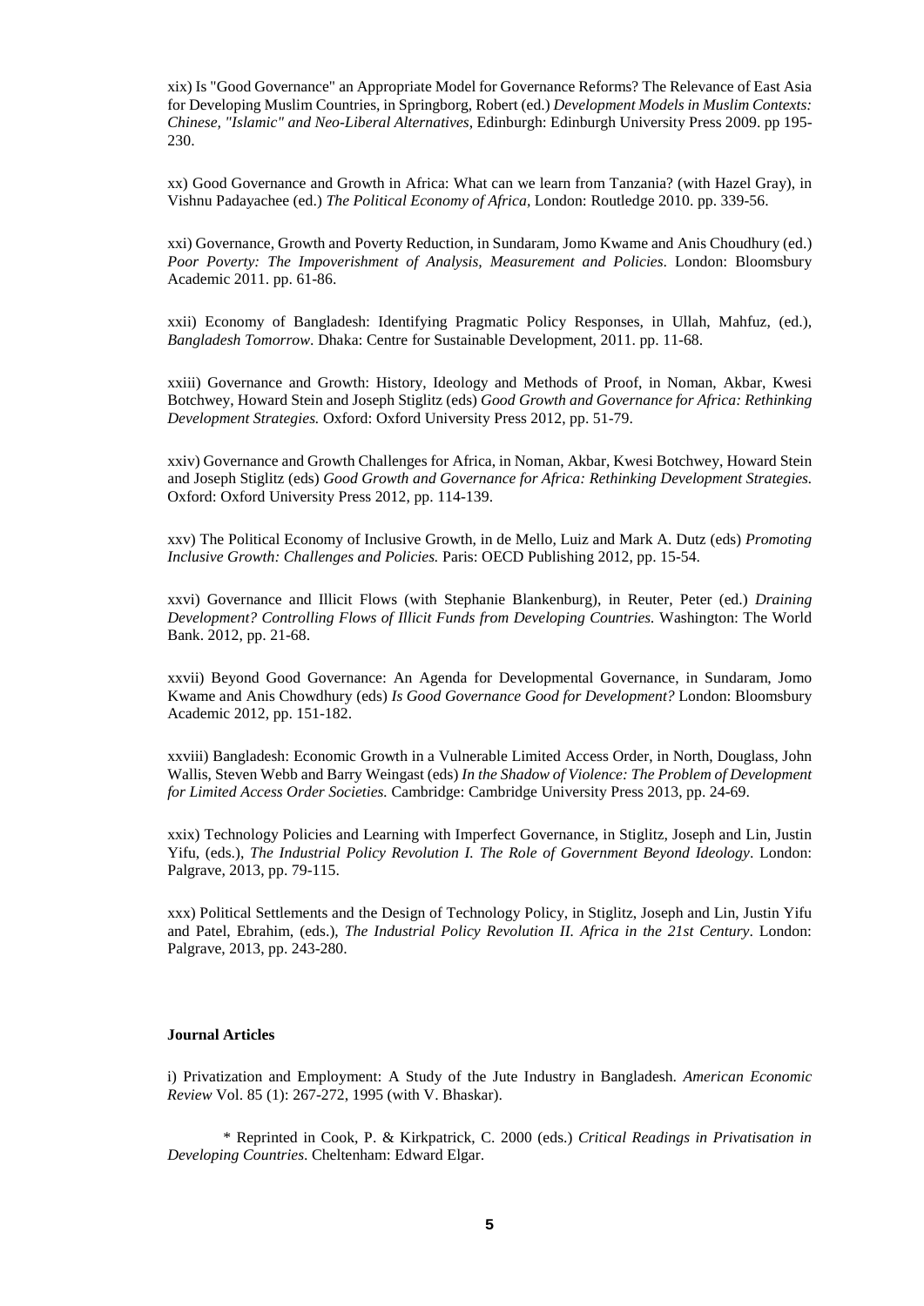xix) Is "Good Governance" an Appropriate Model for Governance Reforms? The Relevance of East Asia for Developing Muslim Countries, in Springborg, Robert (ed.) *Development Models in Muslim Contexts: Chinese, "Islamic" and Neo-Liberal Alternatives*, Edinburgh: Edinburgh University Press 2009. pp 195-230.

xx) Good Governance and Growth in Africa: What can we learn from Tanzania? (with Hazel Gray), in Vishnu Padayachee (ed.) *The Political Economy of Africa*, London: Routledge 2010. pp. 339-56.

xxi) Governance, Growth and Poverty Reduction, in Sundaram, Jomo Kwame and Anis Choudhury (ed.) *Poor Poverty: The Impoverishment of Analysis, Measurement and Policies*. London: Bloomsbury Academic 2011. pp. 61-86.

xxii) Economy of Bangladesh: Identifying Pragmatic Policy Responses, in Ullah, Mahfuz, (ed.), *Bangladesh Tomorrow*. Dhaka: Centre for Sustainable Development, 2011. pp. 11-68.

xxiii) Governance and Growth: History, Ideology and Methods of Proof, in Noman, Akbar, Kwesi Botchwey, Howard Stein and Joseph Stiglitz (eds) *Good Growth and Governance for Africa: Rethinking Development Strategies.* Oxford: Oxford University Press 2012, pp. 51-79.

xxiv) Governance and Growth Challenges for Africa, in Noman, Akbar, Kwesi Botchwey, Howard Stein and Joseph Stiglitz (eds) *Good Growth and Governance for Africa: Rethinking Development Strategies.* Oxford: Oxford University Press 2012, pp. 114-139.

xxv) The Political Economy of Inclusive Growth, in de Mello, Luiz and Mark A. Dutz (eds) *Promoting Inclusive Growth: Challenges and Policies.* Paris: OECD Publishing 2012, pp. 15-54.

xxvi) Governance and Illicit Flows (with Stephanie Blankenburg), in Reuter, Peter (ed.) *Draining Development? Controlling Flows of Illicit Funds from Developing Countries.* Washington: The World Bank. 2012, pp. 21-68.

xxvii) Beyond Good Governance: An Agenda for Developmental Governance, in Sundaram, Jomo Kwame and Anis Chowdhury (eds) *Is Good Governance Good for Development?* London: Bloomsbury Academic 2012, pp. 151-182.

xxviii) Bangladesh: Economic Growth in a Vulnerable Limited Access Order, in North, Douglass, John Wallis, Steven Webb and Barry Weingast (eds) *In the Shadow of Violence: The Problem of Development for Limited Access Order Societies.* Cambridge: Cambridge University Press 2013, pp. 24-69.

xxix) Technology Policies and Learning with Imperfect Governance, in Stiglitz, Joseph and Lin, Justin Yifu, (eds.), *The Industrial Policy Revolution I. The Role of Government Beyond Ideology*. London: Palgrave, 2013, pp. 79-115.

xxx) Political Settlements and the Design of Technology Policy, in Stiglitz, Joseph and Lin, Justin Yifu and Patel, Ebrahim, (eds.), *The Industrial Policy Revolution II. Africa in the 21st Century*. London: Palgrave, 2013, pp. 243-280.

**Journal Articles**

i) Privatization and Employment: A Study of the Jute Industry in Bangladesh. *American Economic Review* Vol. 85 (1): 267-272, 1995 (with V. Bhaskar).

\* Reprinted in Cook, P. & Kirkpatrick, C. 2000 (eds.) *Critical Readings in Privatisation in Developing Countries*. Cheltenham: Edward Elgar.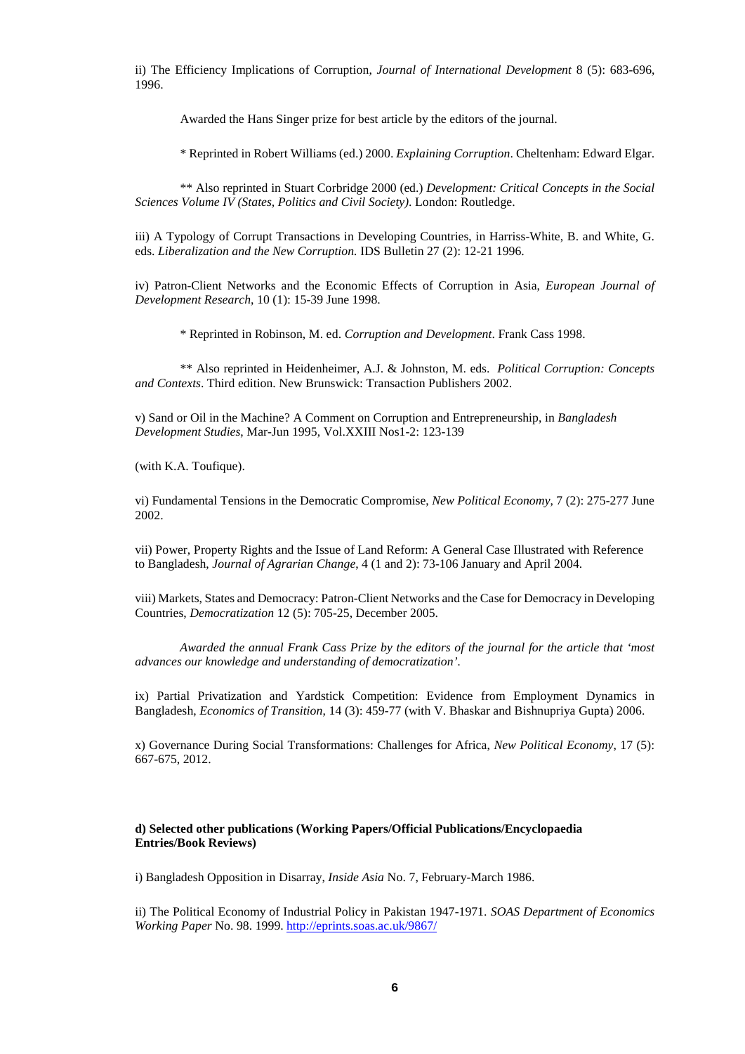ii) The Efficiency Implications of Corruption, *Journal of International Development* 8 (5): 683-696, 1996.

Awarded the Hans Singer prize for best article by the editors of the journal.

\* Reprinted in Robert Williams (ed.) 2000. *Explaining Corruption*. Cheltenham: Edward Elgar.

\*\* Also reprinted in Stuart Corbridge 2000 (ed.) *Development: Critical Concepts in the Social Sciences Volume IV (States, Politics and Civil Society)*. London: Routledge.

iii) A Typology of Corrupt Transactions in Developing Countries, in Harriss-White, B. and White, G. eds. *Liberalization and the New Corruption.* IDS Bulletin 27 (2): 12-21 1996.

iv) Patron-Client Networks and the Economic Effects of Corruption in Asia, *European Journal of Development Research*, 10 (1): 15-39 June 1998.

\* Reprinted in Robinson, M. ed. *Corruption and Development*. Frank Cass 1998.

\*\* Also reprinted in Heidenheimer, A.J. & Johnston, M. eds. *Political Corruption: Concepts and Contexts*. Third edition. New Brunswick: Transaction Publishers 2002.

v) Sand or Oil in the Machine? A Comment on Corruption and Entrepreneurship, in *Bangladesh Development Studies*, Mar-Jun 1995, Vol.XXIII Nos1-2: 123-139

(with K.A. Toufique).

vi) Fundamental Tensions in the Democratic Compromise, *New Political Economy*, 7 (2): 275-277 June 2002.

vii) Power, Property Rights and the Issue of Land Reform: A General Case Illustrated with Reference to Bangladesh, *Journal of Agrarian Change*, 4 (1 and 2): 73-106 January and April 2004.

viii) Markets, States and Democracy: Patron-Client Networks and the Case for Democracy in Developing Countries, *Democratization* 12 (5): 705-25, December 2005.

*Awarded the annual Frank Cass Prize by the editors of the journal for the article that 'most advances our knowledge and understanding of democratization'.*

ix) Partial Privatization and Yardstick Competition: Evidence from Employment Dynamics in Bangladesh, *Economics of Transition*, 14 (3): 459-77 (with V. Bhaskar and Bishnupriya Gupta) 2006.

x) Governance During Social Transformations: Challenges for Africa, *New Political Economy*, 17 (5): 667-675, 2012.

**d) Selected other publications (Working Papers/Official Publications/Encyclopaedia Entries/Book Reviews)**

i) Bangladesh Opposition in Disarray, *Inside Asia* No. 7, February-March 1986.

ii) The Political Economy of Industrial Policy in Pakistan 1947-1971. *SOAS Department of Economics Working Paper* No. 98. 1999. http://eprints.soas.ac.uk/9867/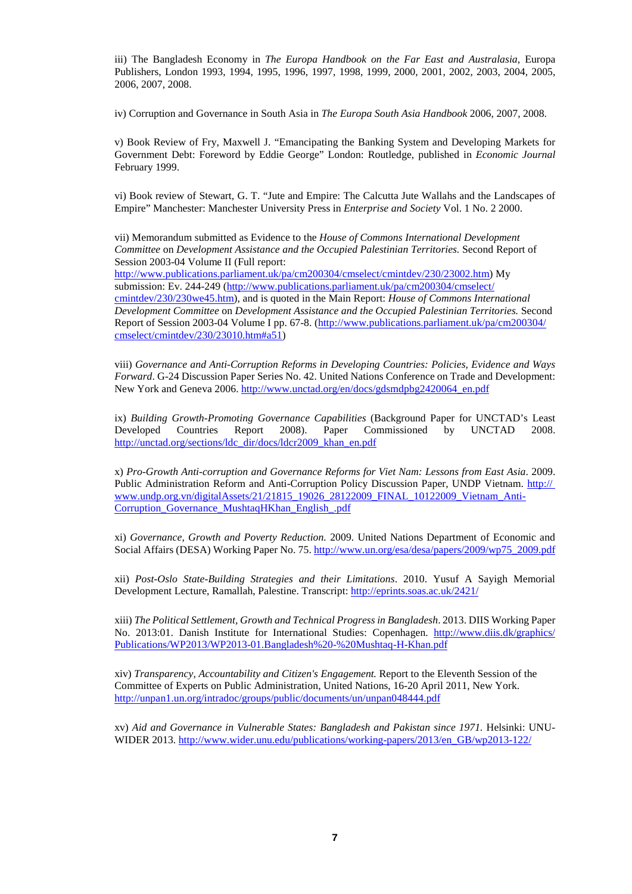iii) The Bangladesh Economy in *The Europa Handbook on the Far East and Australasia*, Europa Publishers, London 1993, 1994, 1995, 1996, 1997, 1998, 1999, 2000, 2001, 2002, 2003, 2004, 2005, 2006, 2007, 2008.

iv) Corruption and Governance in South Asia in *The Europa South Asia Handbook* 2006, 2007, 2008.

v) Book Review of Fry, Maxwell J. "Emancipating the Banking System and Developing Markets for Government Debt: Foreword by Eddie George" London: Routledge, published in *Economic Journal* February 1999.

vi) Book review of Stewart, G. T. "Jute and Empire: The Calcutta Jute Wallahs and the Landscapes of Empire" Manchester: Manchester University Press in *Enterprise and Society* Vol. 1 No. 2 2000.

vii) Memorandum submitted as Evidence to the *House of Commons International Development Committee* on *Development Assistance and the Occupied Palestinian Territories.* Second Report of Session 2003-04 Volume II (Full report: http://www.publications.parliament.uk/pa/cm200304/cmselect/cmintdev/230/23002.htm) My submission: Ev. 244-249 (http://www.publications.parliament.uk/pa/cm200304/cmselect/cmintdev/230/230we45.htm), and is quoted in the Main Report: *House of Commons International Development Committee* on *Development Assistance and the Occupied Palestinian Territories.* Second Report of Session 2003-04 Volume I pp. 67-8. (http://www.publications.parliament.uk/pa/cm200304/cmselect/cmintdev/230/23010.htm#a51)

viii) *Governance and Anti-Corruption Reforms in Developing Countries: Policies, Evidence and Ways Forward*. G-24 Discussion Paper Series No. 42. United Nations Conference on Trade and Development: New York and Geneva 2006. http://www.unctad.org/en/docs/gdsmdpbg2420064_en.pdf

ix) *Building Growth-Promoting Governance Capabilities* (Background Paper for UNCTAD's Least Developed Countries Report 2008). Paper Commissioned by UNCTAD 2008. http://unctad.org/sections/ldc_dir/docs/ldcr2009_khan_en.pdf

x) *Pro-Growth Anti-corruption and Governance Reforms for Viet Nam: Lessons from East Asia*. 2009. Public Administration Reform and Anti-Corruption Policy Discussion Paper, UNDP Vietnam. http://www.undp.org.vn/digitalAssets/21/21815_19026_28122009_FINAL_10122009_Vietnam_Anti-Corruption_Governance_MushtaqHKhan_English_.pdf

xi) *Governance, Growth and Poverty Reduction.* 2009. United Nations Department of Economic and Social Affairs (DESA) Working Paper No. 75. http://www.un.org/esa/desa/papers/2009/wp75_2009.pdf

xii) *Post-Oslo State-Building Strategies and their Limitations*. 2010. Yusuf A Sayigh Memorial Development Lecture, Ramallah, Palestine. Transcript: http://eprints.soas.ac.uk/2421/

xiii) *The Political Settlement, Growth and Technical Progress in Bangladesh*. 2013. DIIS Working Paper No. 2013:01. Danish Institute for International Studies: Copenhagen. http://www.diis.dk/graphics/Publications/WP2013/WP2013-01.Bangladesh%20-%20Mushtaq-H-Khan.pdf

xiv) *Transparency, Accountability and Citizen's Engagement.* Report to the Eleventh Session of the Committee of Experts on Public Administration, United Nations, 16-20 April 2011, New York. http://unpan1.un.org/intradoc/groups/public/documents/un/unpan048444.pdf

xv) *Aid and Governance in Vulnerable States: Bangladesh and Pakistan since 1971.* Helsinki: UNU-WIDER 2013. http://www.wider.unu.edu/publications/working-papers/2013/en_GB/wp2013-122/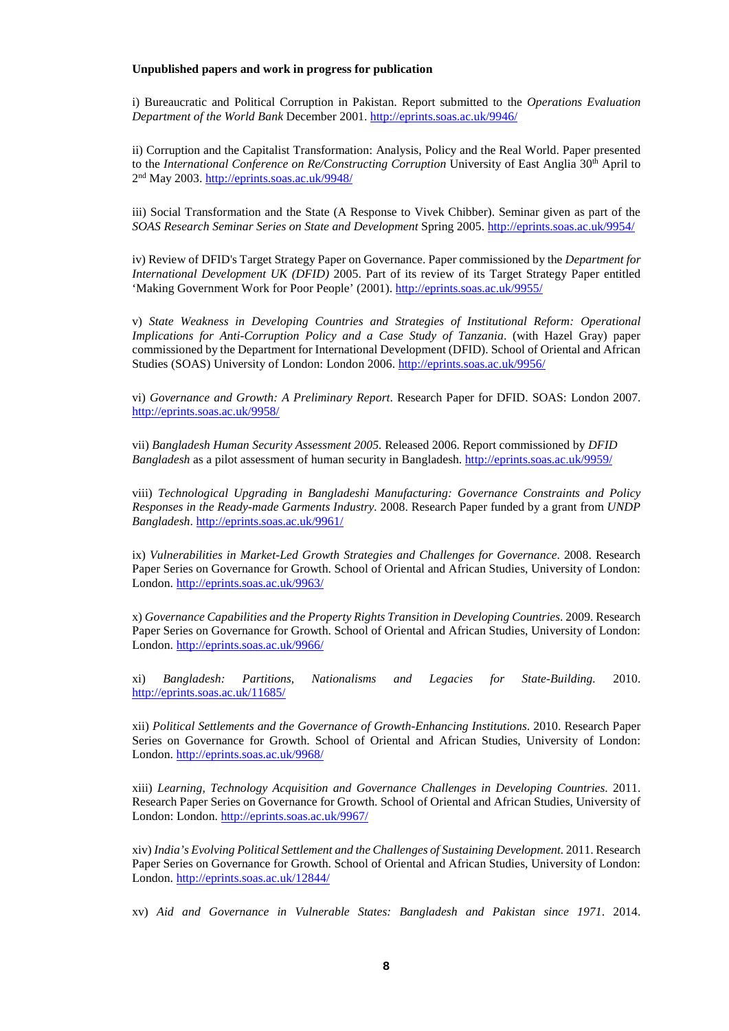**Unpublished papers and work in progress for publication**

i) Bureaucratic and Political Corruption in Pakistan. Report submitted to the *Operations Evaluation Department of the World Bank* December 2001. http://eprints.soas.ac.uk/9946/

ii) Corruption and the Capitalist Transformation: Analysis, Policy and the Real World. Paper presented to the *International Conference on Re/Constructing Corruption* University of East Anglia 30th April to 2nd May 2003. http://eprints.soas.ac.uk/9948/

iii) Social Transformation and the State (A Response to Vivek Chibber). Seminar given as part of the *SOAS Research Seminar Series on State and Development* Spring 2005. http://eprints.soas.ac.uk/9954/

iv) Review of DFID's Target Strategy Paper on Governance. Paper commissioned by the *Department for International Development UK (DFID)* 2005. Part of its review of its Target Strategy Paper entitled 'Making Government Work for Poor People' (2001). http://eprints.soas.ac.uk/9955/

v) *State Weakness in Developing Countries and Strategies of Institutional Reform: Operational Implications for Anti-Corruption Policy and a Case Study of Tanzania*. (with Hazel Gray) paper commissioned by the Department for International Development (DFID). School of Oriental and African Studies (SOAS) University of London: London 2006. http://eprints.soas.ac.uk/9956/

vi) *Governance and Growth: A Preliminary Report*. Research Paper for DFID. SOAS: London 2007. http://eprints.soas.ac.uk/9958/

vii) *Bangladesh Human Security Assessment 2005.* Released 2006. Report commissioned by *DFID Bangladesh* as a pilot assessment of human security in Bangladesh. http://eprints.soas.ac.uk/9959/

viii) *Technological Upgrading in Bangladeshi Manufacturing: Governance Constraints and Policy Responses in the Ready-made Garments Industry.* 2008. Research Paper funded by a grant from *UNDP Bangladesh*. http://eprints.soas.ac.uk/9961/

ix) *Vulnerabilities in Market-Led Growth Strategies and Challenges for Governance*. 2008. Research Paper Series on Governance for Growth. School of Oriental and African Studies, University of London: London. http://eprints.soas.ac.uk/9963/

x) *Governance Capabilities and the Property Rights Transition in Developing Countries*. 2009. Research Paper Series on Governance for Growth. School of Oriental and African Studies, University of London: London. http://eprints.soas.ac.uk/9966/

xi) *Bangladesh: Partitions, Nationalisms and Legacies for State-Building.* 2010. http://eprints.soas.ac.uk/11685/

xii) *Political Settlements and the Governance of Growth-Enhancing Institutions*. 2010. Research Paper Series on Governance for Growth. School of Oriental and African Studies, University of London: London. http://eprints.soas.ac.uk/9968/

xiii) *Learning, Technology Acquisition and Governance Challenges in Developing Countries*. 2011. Research Paper Series on Governance for Growth. School of Oriental and African Studies, University of London: London. http://eprints.soas.ac.uk/9967/

xiv) *India's Evolving Political Settlement and the Challenges of Sustaining Development*. 2011. Research Paper Series on Governance for Growth. School of Oriental and African Studies, University of London: London. http://eprints.soas.ac.uk/12844/

xv) *Aid and Governance in Vulnerable States: Bangladesh and Pakistan since 1971*. 2014.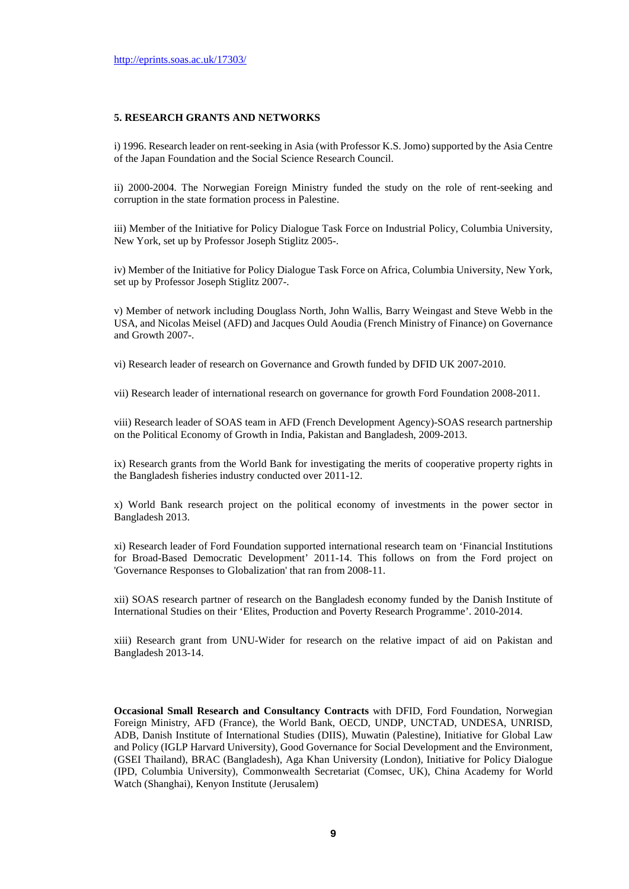http://eprints.soas.ac.uk/17303/

**5. RESEARCH GRANTS AND NETWORKS**

i) 1996. Research leader on rent-seeking in Asia (with Professor K.S. Jomo) supported by the Asia Centre of the Japan Foundation and the Social Science Research Council.

ii) 2000-2004. The Norwegian Foreign Ministry funded the study on the role of rent-seeking and corruption in the state formation process in Palestine.

iii) Member of the Initiative for Policy Dialogue Task Force on Industrial Policy, Columbia University, New York, set up by Professor Joseph Stiglitz 2005-.

iv) Member of the Initiative for Policy Dialogue Task Force on Africa, Columbia University, New York, set up by Professor Joseph Stiglitz 2007-.

v) Member of network including Douglass North, John Wallis, Barry Weingast and Steve Webb in the USA, and Nicolas Meisel (AFD) and Jacques Ould Aoudia (French Ministry of Finance) on Governance and Growth 2007-.

vi) Research leader of research on Governance and Growth funded by DFID UK 2007-2010.

vii) Research leader of international research on governance for growth Ford Foundation 2008-2011.

viii) Research leader of SOAS team in AFD (French Development Agency)-SOAS research partnership on the Political Economy of Growth in India, Pakistan and Bangladesh, 2009-2013.

ix) Research grants from the World Bank for investigating the merits of cooperative property rights in the Bangladesh fisheries industry conducted over 2011-12.

x) World Bank research project on the political economy of investments in the power sector in Bangladesh 2013.

xi) Research leader of Ford Foundation supported international research team on 'Financial Institutions for Broad-Based Democratic Development' 2011-14. This follows on from the Ford project on 'Governance Responses to Globalization' that ran from 2008-11.

xii) SOAS research partner of research on the Bangladesh economy funded by the Danish Institute of International Studies on their 'Elites, Production and Poverty Research Programme'. 2010-2014.

xiii) Research grant from UNU-Wider for research on the relative impact of aid on Pakistan and Bangladesh 2013-14.

**Occasional Small Research and Consultancy Contracts** with DFID, Ford Foundation, Norwegian Foreign Ministry, AFD (France), the World Bank, OECD, UNDP, UNCTAD, UNDESA, UNRISD, ADB, Danish Institute of International Studies (DIIS), Muwatin (Palestine), Initiative for Global Law and Policy (IGLP Harvard University), Good Governance for Social Development and the Environment, (GSEI Thailand), BRAC (Bangladesh), Aga Khan University (London), Initiative for Policy Dialogue (IPD, Columbia University), Commonwealth Secretariat (Comsec, UK), China Academy for World Watch (Shanghai), Kenyon Institute (Jerusalem)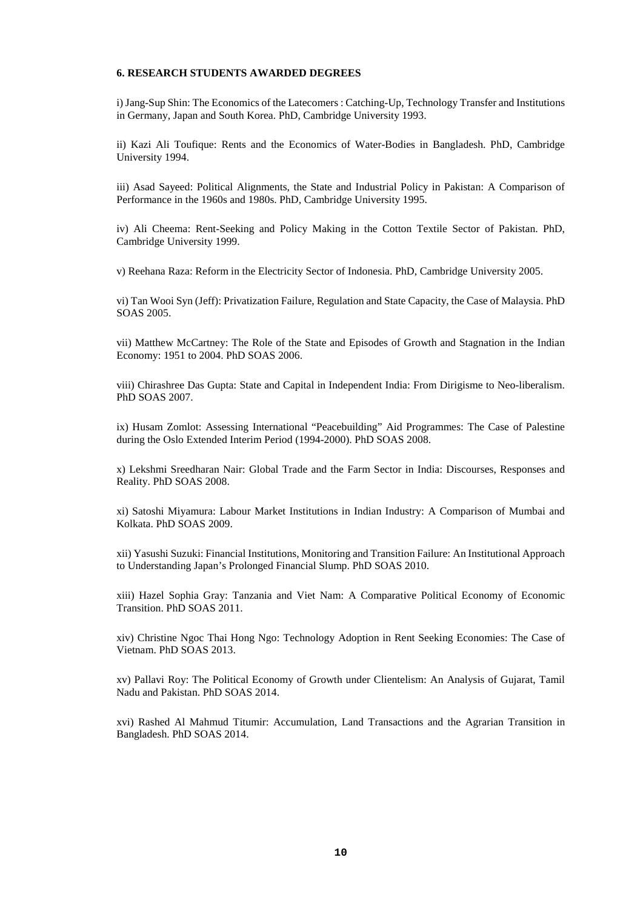#### 6. RESEARCH STUDENTS AWARDED DEGREES

i) Jang-Sup Shin: The Economics of the Latecomers : Catching-Up, Technology Transfer and Institutions in Germany, Japan and South Korea. PhD, Cambridge University 1993.

ii) Kazi Ali Toufique: Rents and the Economics of Water-Bodies in Bangladesh. PhD, Cambridge University 1994.

iii) Asad Sayeed: Political Alignments, the State and Industrial Policy in Pakistan: A Comparison of Performance in the 1960s and 1980s. PhD, Cambridge University 1995.

iv) Ali Cheema: Rent-Seeking and Policy Making in the Cotton Textile Sector of Pakistan. PhD, Cambridge University 1999.

v) Reehana Raza: Reform in the Electricity Sector of Indonesia. PhD, Cambridge University 2005.

vi) Tan Wooi Syn (Jeff): Privatization Failure, Regulation and State Capacity, the Case of Malaysia. PhD SOAS 2005.

vii) Matthew McCartney: The Role of the State and Episodes of Growth and Stagnation in the Indian Economy: 1951 to 2004. PhD SOAS 2006.

viii) Chirashree Das Gupta: State and Capital in Independent India: From Dirigisme to Neo-liberalism. PhD SOAS 2007.

ix) Husam Zomlot: Assessing International "Peacebuilding" Aid Programmes: The Case of Palestine during the Oslo Extended Interim Period (1994-2000). PhD SOAS 2008.

x) Lekshmi Sreedharan Nair: Global Trade and the Farm Sector in India: Discourses, Responses and Reality. PhD SOAS 2008.

xi) Satoshi Miyamura: Labour Market Institutions in Indian Industry: A Comparison of Mumbai and Kolkata. PhD SOAS 2009.

xii) Yasushi Suzuki: Financial Institutions, Monitoring and Transition Failure: An Institutional Approach to Understanding Japan's Prolonged Financial Slump. PhD SOAS 2010.

xiii) Hazel Sophia Gray: Tanzania and Viet Nam: A Comparative Political Economy of Economic Transition. PhD SOAS 2011.

xiv) Christine Ngoc Thai Hong Ngo: Technology Adoption in Rent Seeking Economies: The Case of Vietnam. PhD SOAS 2013.

xv) Pallavi Roy: The Political Economy of Growth under Clientelism: An Analysis of Gujarat, Tamil Nadu and Pakistan. PhD SOAS 2014.

xvi) Rashed Al Mahmud Titumir: Accumulation, Land Transactions and the Agrarian Transition in Bangladesh. PhD SOAS 2014.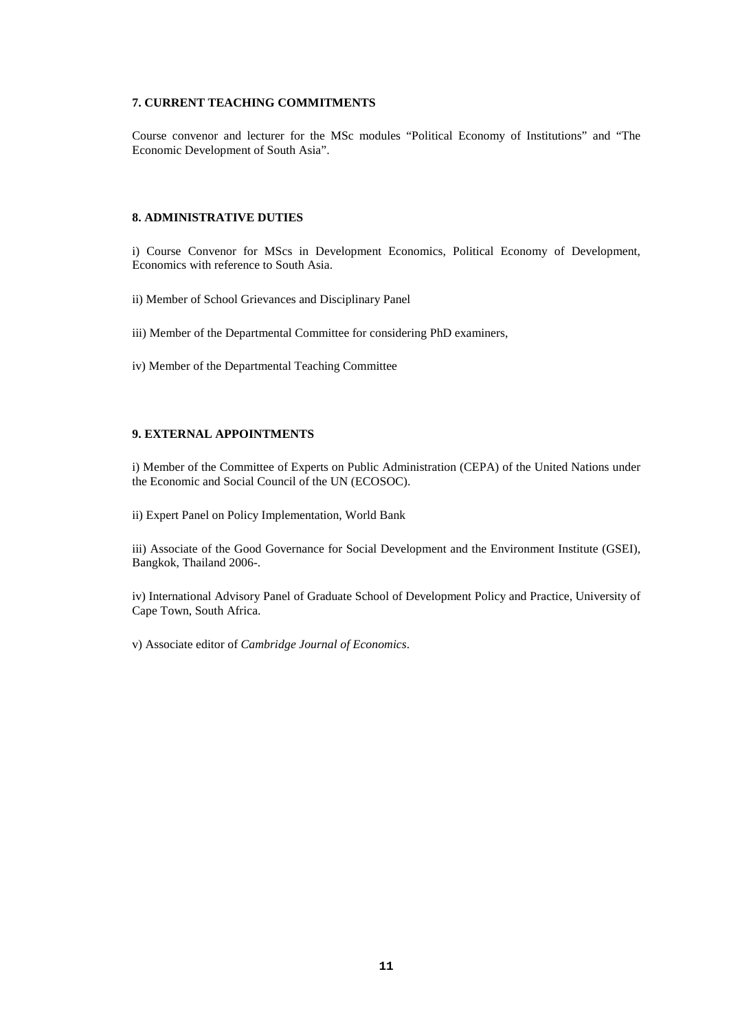**7. CURRENT TEACHING COMMITMENTS**

Course convenor and lecturer for the MSc modules “Political Economy of Institutions” and “The Economic Development of South Asia”.

**8. ADMINISTRATIVE DUTIES**

i) Course Convenor for MScs in Development Economics, Political Economy of Development, Economics with reference to South Asia.

ii) Member of School Grievances and Disciplinary Panel

iii) Member of the Departmental Committee for considering PhD examiners,

iv) Member of the Departmental Teaching Committee

**9. EXTERNAL APPOINTMENTS**

i) Member of the Committee of Experts on Public Administration (CEPA) of the United Nations under the Economic and Social Council of the UN (ECOSOC).

ii) Expert Panel on Policy Implementation, World Bank

iii) Associate of the Good Governance for Social Development and the Environment Institute (GSEI), Bangkok, Thailand 2006-.

iv) International Advisory Panel of Graduate School of Development Policy and Practice, University of Cape Town, South Africa.

v) Associate editor of *Cambridge Journal of Economics*.